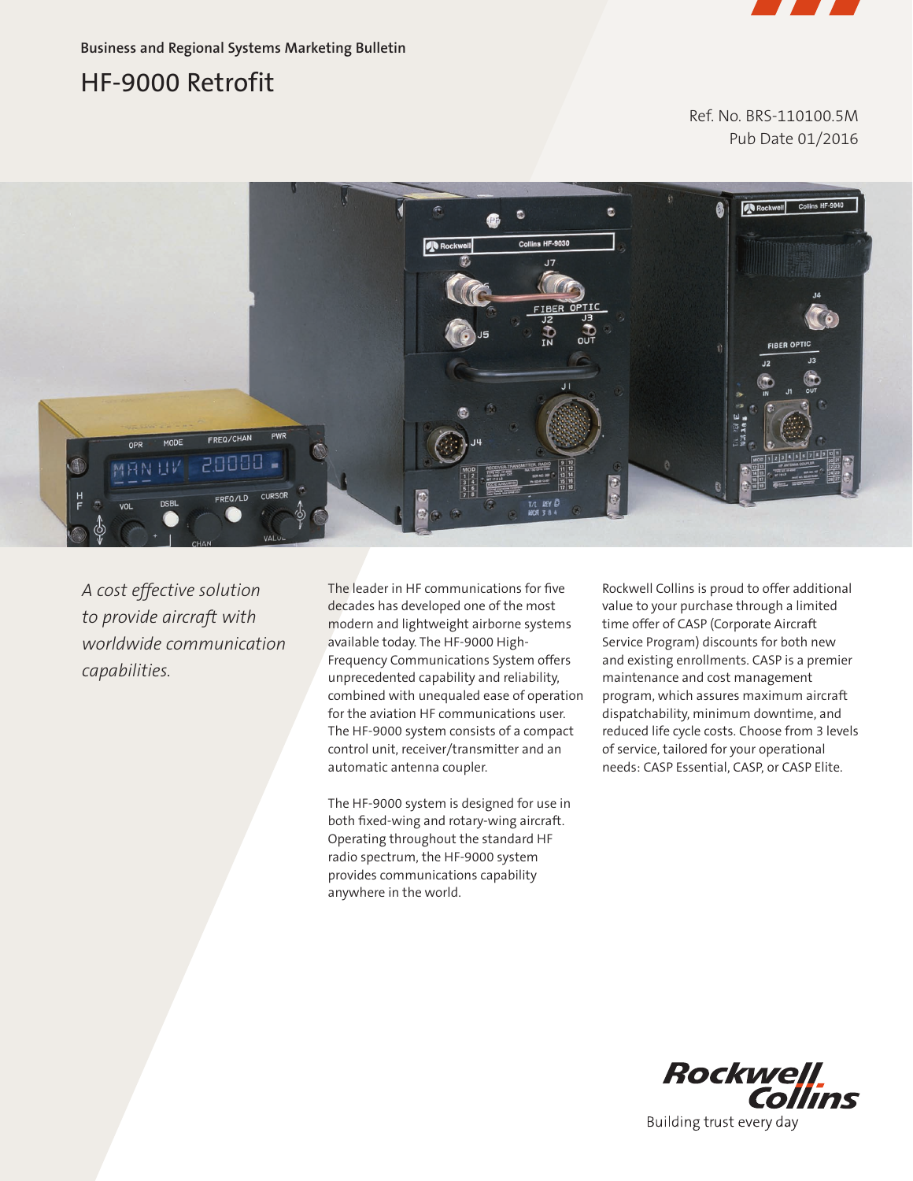Business and Regional Systems Marketing Bulletin

# HF-9000 Retrofit

Ref. No. BRS-110100.5M
Pub Date 01/2016

*A cost effective solution to provide aircraft with worldwide communication capabilities.*

The leader in HF communications for five decades has developed one of the most modern and lightweight airborne systems available today. The HF-9000 High-Frequency Communications System offers unprecedented capability and reliability, combined with unequaled ease of operation for the aviation HF communications user. The HF-9000 system consists of a compact control unit, receiver/transmitter and an automatic antenna coupler.

The HF-9000 system is designed for use in both fixed-wing and rotary-wing aircraft. Operating throughout the standard HF radio spectrum, the HF-9000 system provides communications capability anywhere in the world.

Rockwell Collins is proud to offer additional value to your purchase through a limited time offer of CASP (Corporate Aircraft Service Program) discounts for both new and existing enrollments. CASP is a premier maintenance and cost management program, which assures maximum aircraft dispatchability, minimum downtime, and reduced life cycle costs. Choose from 3 levels of service, tailored for your operational needs: CASP Essential, CASP, or CASP Elite.

Rockwell Collins
Building trust every day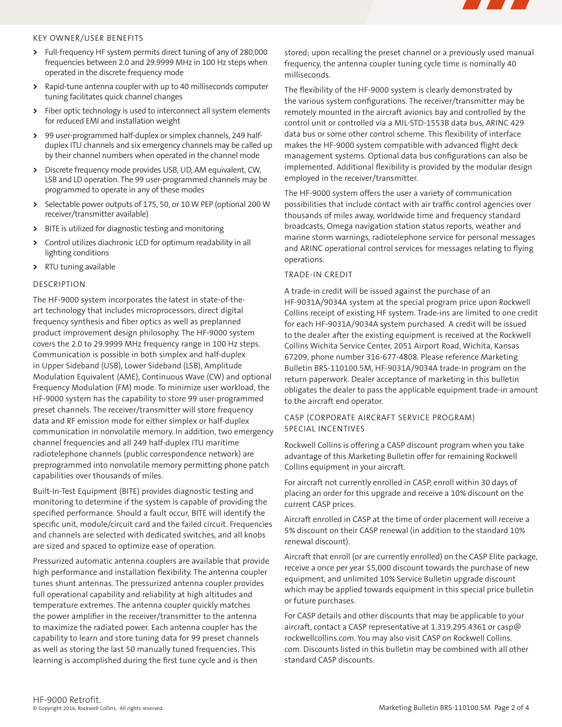## KEY OWNER/USER BENEFITS

- Full-frequency HF system permits direct tuning of any of 280,000 frequencies between 2.0 and 29.9999 MHz in 100 Hz steps when operated in the discrete frequency mode
- Rapid-tune antenna coupler with up to 40 milliseconds computer tuning facilitates quick channel changes
- Fiber optic technology is used to interconnect all system elements for reduced EMI and installation weight
- 99 user-programmed half-duplex or simplex channels, 249 half-duplex ITU channels and six emergency channels may be called up by their channel numbers when operated in the channel mode
- Discrete frequency mode provides USB, UD, AM equivalent, CW, LSB and LD operation. The 99 user-programmed channels may be programmed to operate in any of these modes
- Selectable power outputs of 175, 50, or 10 W PEP (optional 200 W receiver/transmitter available)
- BITE is utilized for diagnostic testing and monitoring
- Control utilizes diachronic LCD for optimum readability in all lighting conditions
- RTU tuning available

## DESCRIPTION

The HF-9000 system incorporates the latest in state-of-the-art technology that includes microprocessors, direct digital frequency synthesis and fiber optics as well as preplanned product improvement design philosophy. The HF-9000 system covers the 2.0 to 29.9999 MHz frequency range in 100 Hz steps. Communication is possible in both simplex and half-duplex in Upper Sideband (USB), Lower Sideband (LSB), Amplitude Modulation Equivalent (AME), Continuous Wave (CW) and optional Frequency Modulation (FM) mode. To minimize user workload, the HF-9000 system has the capability to store 99 user-programmed preset channels. The receiver/transmitter will store frequency data and RF emission mode for either simplex or half-duplex communication in nonvolatile memory. In addition, two emergency channel frequencies and all 249 half-duplex ITU maritime radiotelephone channels (public correspondence network) are preprogrammed into nonvolatile memory permitting phone patch capabilities over thousands of miles.

Built-In-Test Equipment (BITE) provides diagnostic testing and monitoring to determine if the system is capable of providing the specified performance. Should a fault occur, BITE will identify the specific unit, module/circuit card and the failed circuit. Frequencies and channels are selected with dedicated switches, and all knobs are sized and spaced to optimize ease of operation.

Pressurized automatic antenna couplers are available that provide high performance and installation flexibility. The antenna coupler tunes shunt antennas. The pressurized antenna coupler provides full operational capability and reliability at high altitudes and temperature extremes. The antenna coupler quickly matches the power amplifier in the receiver/transmitter to the antenna to maximize the radiated power. Each antenna coupler has the capability to learn and store tuning data for 99 preset channels as well as storing the last 50 manually tuned frequencies. This learning is accomplished during the first tune cycle and is then stored; upon recalling the preset channel or a previously used manual frequency, the antenna coupler tuning cycle time is nominally 40 milliseconds.

The flexibility of the HF-9000 system is clearly demonstrated by the various system configurations. The receiver/transmitter may be remotely mounted in the aircraft avionics bay and controlled by the control unit or controlled via a MIL-STD-1553B data bus, ARINC 429 data bus or some other control scheme. This flexibility of interface makes the HF-9000 system compatible with advanced flight deck management systems. Optional data bus configurations can also be implemented. Additional flexibility is provided by the modular design employed in the receiver/transmitter.

The HF-9000 system offers the user a variety of communication possibilities that include contact with air traffic control agencies over thousands of miles away, worldwide time and frequency standard broadcasts, Omega navigation station status reports, weather and marine storm warnings, radiotelephone service for personal messages and ARINC operational control services for messages relating to flying operations.

## TRADE-IN CREDIT

A trade-in credit will be issued against the purchase of an HF-9031A/9034A system at the special program price upon Rockwell Collins receipt of existing HF system. Trade-ins are limited to one credit for each HF-9031A/9034A system purchased. A credit will be issued to the dealer after the existing equipment is received at the Rockwell Collins Wichita Service Center, 2051 Airport Road, Wichita, Kansas 67209, phone number 316-677-4808. Please reference Marketing Bulletin BRS-110100.5M, HF-9031A/9034A trade-in program on the return paperwork. Dealer acceptance of marketing in this bulletin obligates the dealer to pass the applicable equipment trade-in amount to the aircraft end operator.

## CASP (CORPORATE AIRCRAFT SERVICE PROGRAM) SPECIAL INCENTIVES

Rockwell Collins is offering a CASP discount program when you take advantage of this Marketing Bulletin offer for remaining Rockwell Collins equipment in your aircraft.

For aircraft not currently enrolled in CASP, enroll within 30 days of placing an order for this upgrade and receive a 10% discount on the current CASP prices.

Aircraft enrolled in CASP at the time of order placement will receive a 5% discount on their CASP renewal (in addition to the standard 10% renewal discount).

Aircraft that enroll (or are currently enrolled) on the CASP Elite package, receive a once per year $5,000 discount towards the purchase of new equipment, and unlimited 10% Service Bulletin upgrade discount which may be applied towards equipment in this special price bulletin or future purchases.

For CASP details and other discounts that may be applicable to your aircraft, contact a CASP representative at 1.319.295.4361 or casp@rockwellcollins.com. You may also visit CASP on Rockwell Collins.com. Discounts listed in this bulletin may be combined with all other standard CASP discounts.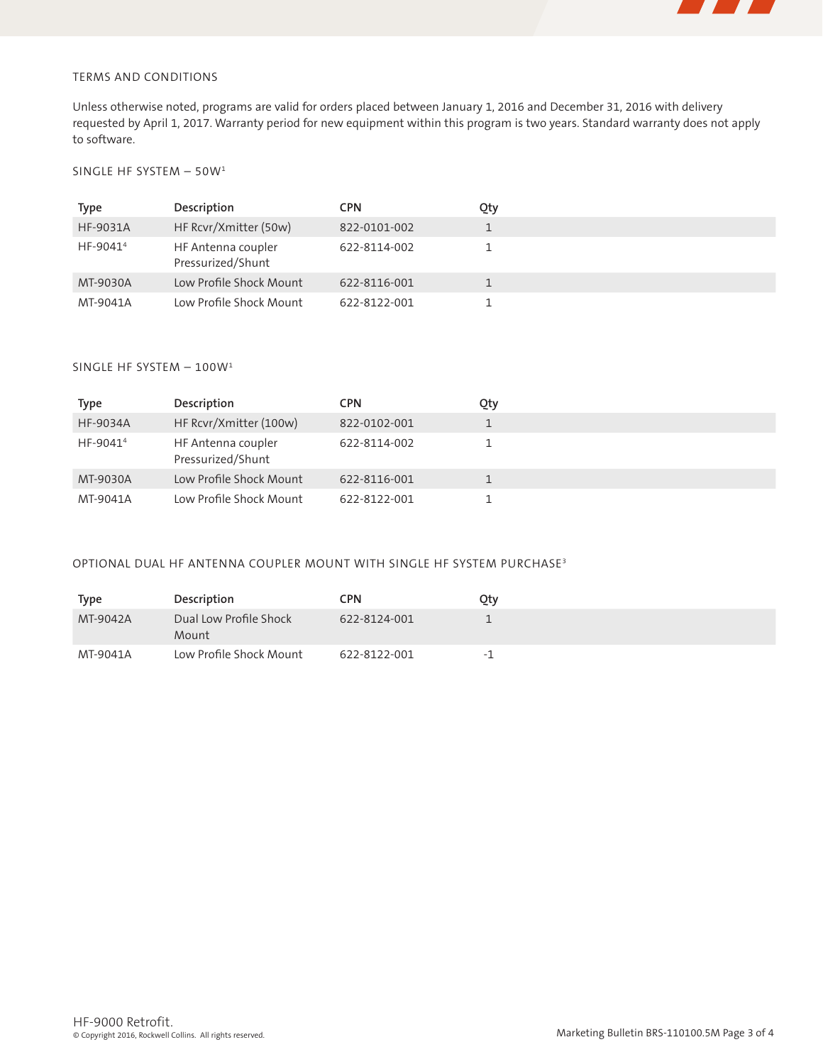## TERMS AND CONDITIONS

Unless otherwise noted, programs are valid for orders placed between January 1, 2016 and December 31, 2016 with delivery requested by April 1, 2017. Warranty period for new equipment within this program is two years. Standard warranty does not apply to software.

### SINGLE HF SYSTEM – 50W[1]

| Type | Description | CPN | Qty |
|---|---|---|---|
| HF-9031A | HF Rcvr/Xmitter (50w) | 822-0101-002 | 1 |
| HF-9041[4] | HF Antenna coupler Pressurized/Shunt | 622-8114-002 | 1 |
| MT-9030A | Low Profile Shock Mount | 622-8116-001 | 1 |
| MT-9041A | Low Profile Shock Mount | 622-8122-001 | 1 |

### SINGLE HF SYSTEM – 100W[1]

| Type | Description | CPN | Qty |
|---|---|---|---|
| HF-9034A | HF Rcvr/Xmitter (100w) | 822-0102-001 | 1 |
| HF-9041[4] | HF Antenna coupler Pressurized/Shunt | 622-8114-002 | 1 |
| MT-9030A | Low Profile Shock Mount | 622-8116-001 | 1 |
| MT-9041A | Low Profile Shock Mount | 622-8122-001 | 1 |

### OPTIONAL DUAL HF ANTENNA COUPLER MOUNT WITH SINGLE HF SYSTEM PURCHASE[3]

| Type | Description | CPN | Qty |
|---|---|---|---|
| MT-9042A | Dual Low Profile Shock Mount | 622-8124-001 | 1 |
| MT-9041A | Low Profile Shock Mount | 622-8122-001 | -1 |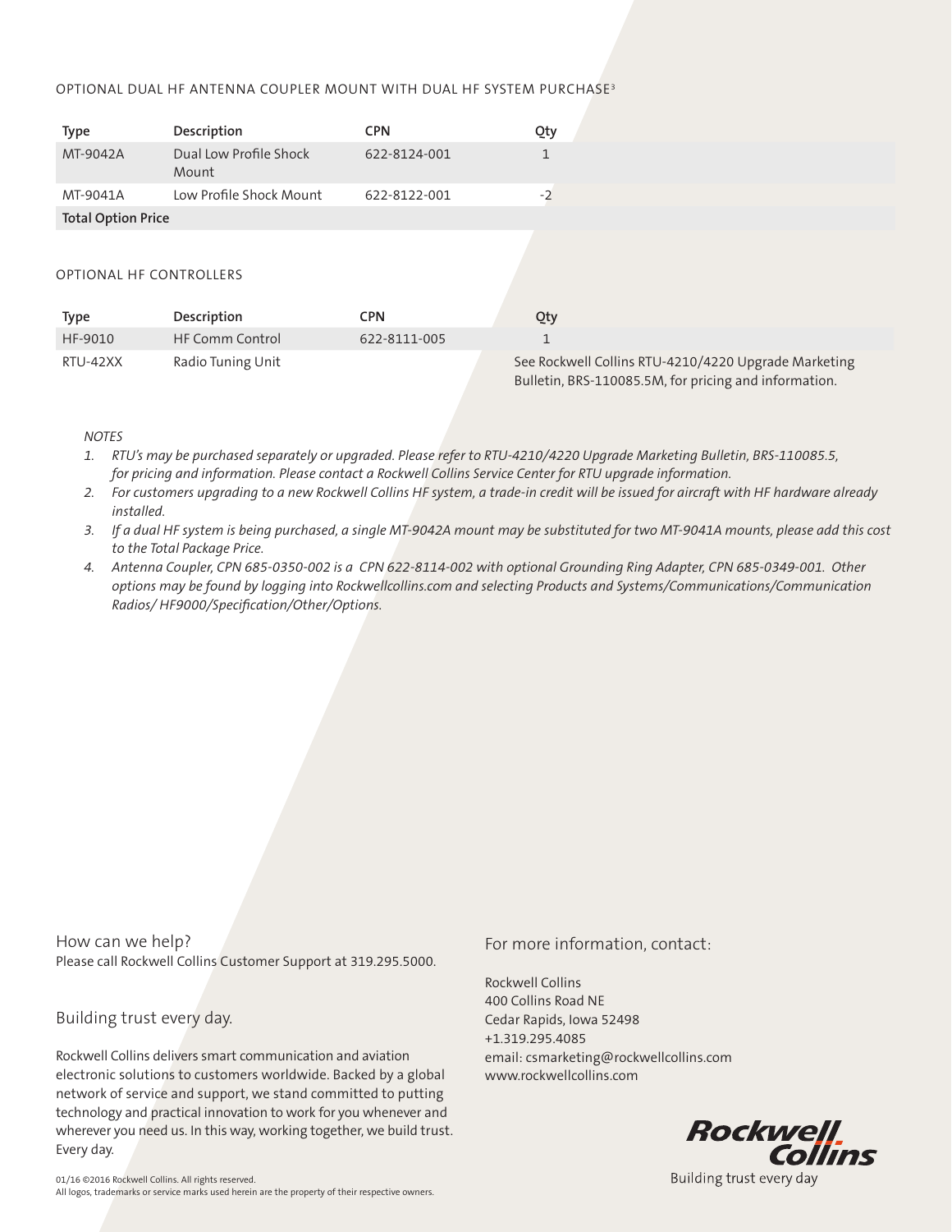## OPTIONAL DUAL HF ANTENNA COUPLER MOUNT WITH DUAL HF SYSTEM PURCHASE[3]

| Type | Description | CPN | Qty |
|---|---|---|---|
| MT-9042A | Dual Low Profile Shock Mount | 622-8124-001 | 1 |
| MT-9041A | Low Profile Shock Mount | 622-8122-001 | -2 |
| **Total Option Price** | | | |

## OPTIONAL HF CONTROLLERS

| Type | Description | CPN | Qty |
|---|---|---|---|
| HF-9010 | HF Comm Control | 622-8111-005 | 1 |
| RTU-42XX | Radio Tuning Unit | | See Rockwell Collins RTU-4210/4220 Upgrade Marketing Bulletin, BRS-110085.5M, for pricing and information. |

*NOTES*

1. *RTU's may be purchased separately or upgraded. Please refer to RTU-4210/4220 Upgrade Marketing Bulletin, BRS-110085.5, for pricing and information. Please contact a Rockwell Collins Service Center for RTU upgrade information.*
2. *For customers upgrading to a new Rockwell Collins HF system, a trade-in credit will be issued for aircraft with HF hardware already installed.*
3. *If a dual HF system is being purchased, a single MT-9042A mount may be substituted for two MT-9041A mounts, please add this cost to the Total Package Price.*
4. *Antenna Coupler, CPN 685-0350-002 is a CPN 622-8114-002 with optional Grounding Ring Adapter, CPN 685-0349-001. Other options may be found by logging into Rockwellcollins.com and selecting Products and Systems/Communications/Communication Radios/ HF9000/Specification/Other/Options.*

## How can we help?

Please call Rockwell Collins Customer Support at 319.295.5000.

## Building trust every day.

Rockwell Collins delivers smart communication and aviation electronic solutions to customers worldwide. Backed by a global network of service and support, we stand committed to putting technology and practical innovation to work for you whenever and wherever you need us. In this way, working together, we build trust. Every day.

## For more information, contact:

Rockwell Collins
400 Collins Road NE
Cedar Rapids, Iowa 52498
+1.319.295.4085
email: csmarketing@rockwellcollins.com
www.rockwellcollins.com

Rockwell Collins
Building trust every day

01/16 ©2016 Rockwell Collins. All rights reserved.
All logos, trademarks or service marks used herein are the property of their respective owners.